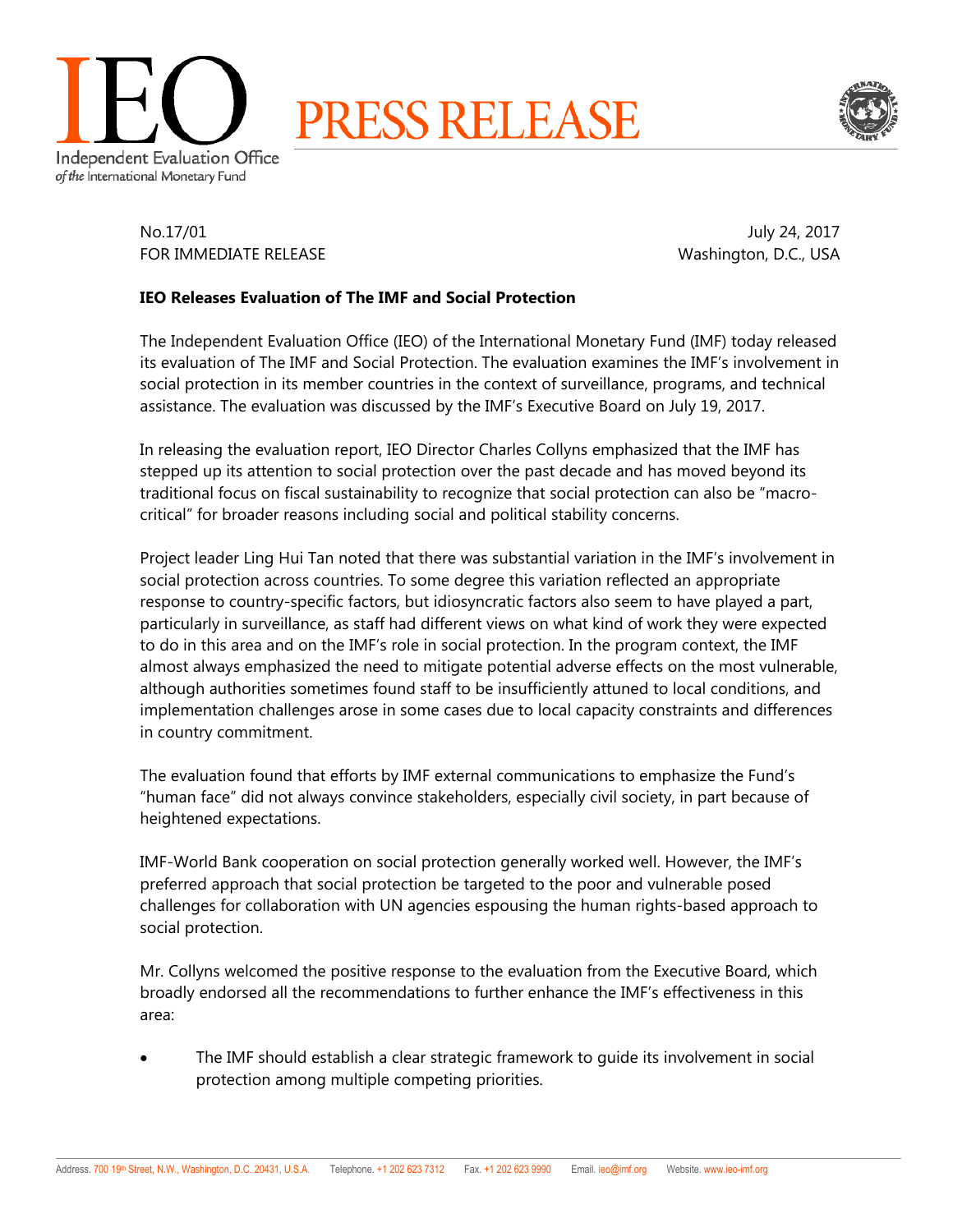IEO

Independent Evaluation Office
*of the* International Monetary Fund

# PRESS RELEASE

No.17/01
FOR IMMEDIATE RELEASE

July 24, 2017
Washington, D.C., USA

**IEO Releases Evaluation of The IMF and Social Protection**

The Independent Evaluation Office (IEO) of the International Monetary Fund (IMF) today released its evaluation of The IMF and Social Protection. The evaluation examines the IMF's involvement in social protection in its member countries in the context of surveillance, programs, and technical assistance. The evaluation was discussed by the IMF's Executive Board on July 19, 2017.

In releasing the evaluation report, IEO Director Charles Collyns emphasized that the IMF has stepped up its attention to social protection over the past decade and has moved beyond its traditional focus on fiscal sustainability to recognize that social protection can also be "macro-critical" for broader reasons including social and political stability concerns.

Project leader Ling Hui Tan noted that there was substantial variation in the IMF's involvement in social protection across countries. To some degree this variation reflected an appropriate response to country-specific factors, but idiosyncratic factors also seem to have played a part, particularly in surveillance, as staff had different views on what kind of work they were expected to do in this area and on the IMF's role in social protection. In the program context, the IMF almost always emphasized the need to mitigate potential adverse effects on the most vulnerable, although authorities sometimes found staff to be insufficiently attuned to local conditions, and implementation challenges arose in some cases due to local capacity constraints and differences in country commitment.

The evaluation found that efforts by IMF external communications to emphasize the Fund's "human face" did not always convince stakeholders, especially civil society, in part because of heightened expectations.

IMF-World Bank cooperation on social protection generally worked well. However, the IMF's preferred approach that social protection be targeted to the poor and vulnerable posed challenges for collaboration with UN agencies espousing the human rights-based approach to social protection.

Mr. Collyns welcomed the positive response to the evaluation from the Executive Board, which broadly endorsed all the recommendations to further enhance the IMF's effectiveness in this area:

- The IMF should establish a clear strategic framework to guide its involvement in social protection among multiple competing priorities.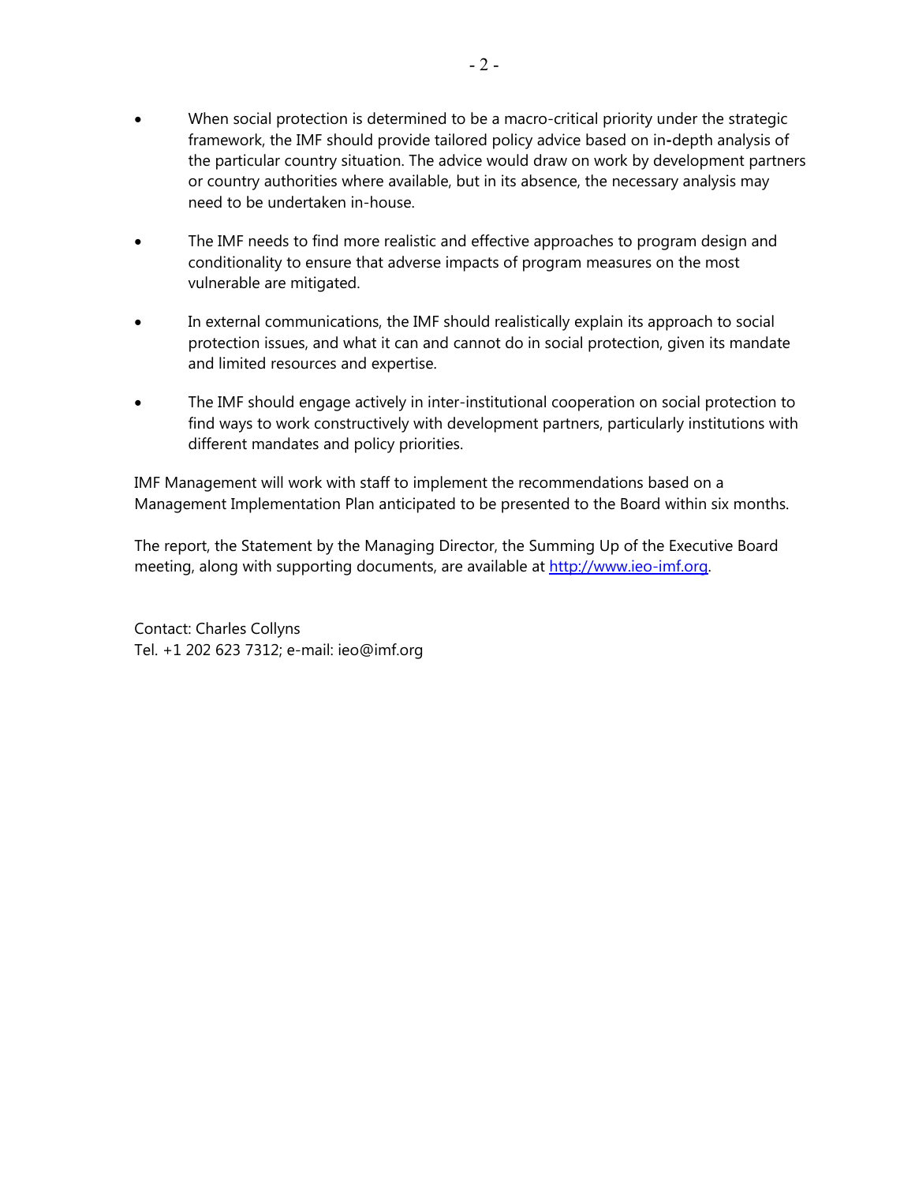- When social protection is determined to be a macro-critical priority under the strategic framework, the IMF should provide tailored policy advice based on in-depth analysis of the particular country situation. The advice would draw on work by development partners or country authorities where available, but in its absence, the necessary analysis may need to be undertaken in-house.

- The IMF needs to find more realistic and effective approaches to program design and conditionality to ensure that adverse impacts of program measures on the most vulnerable are mitigated.

- In external communications, the IMF should realistically explain its approach to social protection issues, and what it can and cannot do in social protection, given its mandate and limited resources and expertise.

- The IMF should engage actively in inter-institutional cooperation on social protection to find ways to work constructively with development partners, particularly institutions with different mandates and policy priorities.

IMF Management will work with staff to implement the recommendations based on a Management Implementation Plan anticipated to be presented to the Board within six months.

The report, the Statement by the Managing Director, the Summing Up of the Executive Board meeting, along with supporting documents, are available at [http://www.ieo-imf.org](http://www.ieo-imf.org).

Contact: Charles Collyns
Tel. +1 202 623 7312; e-mail: ieo@imf.org